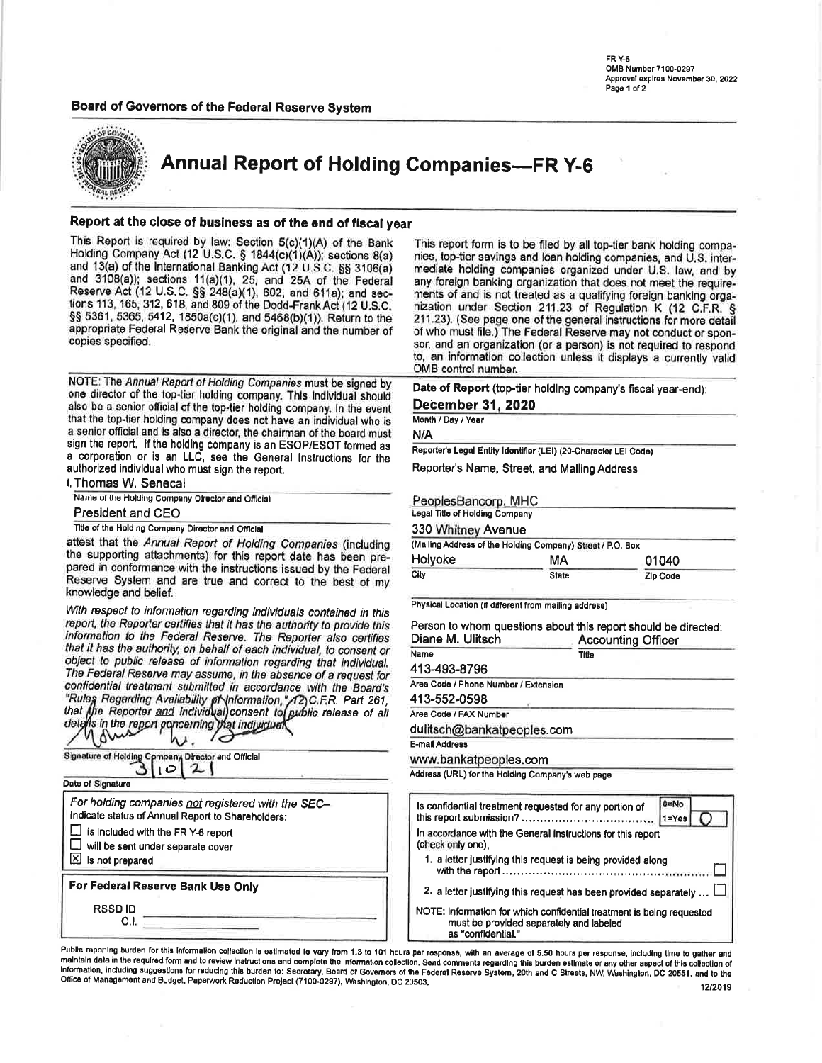FR Y-6
OMB Number 7100-0297
Approval expires November 30, 2022

**Board of Governors of the Federal Reserve System**

# Annual Report of Holding Companies—FR Y-6

## Report at the close of business as of the end of fiscal year

This Report is required by law: Section 5(c)(1)(A) of the Bank Holding Company Act (12 U.S.C. § 1844(c)(1)(A)); sections 8(a) and 13(a) of the International Banking Act (12 U.S.C. §§ 3106(a) and 3108(a)); sections 11(a)(1), 25, and 25A of the Federal Reserve Act (12 U.S.C. §§ 248(a)(1), 602, and 611a); and sections 113, 165, 312, 618, and 809 of the Dodd-Frank Act (12 U.S.C. §§ 5361, 5365, 5412, 1850a(c)(1), and 5468(b)(1)). Return to the appropriate Federal Reserve Bank the original and the number of copies specified.

This report form is to be filed by all top-tier bank holding companies, top-tier savings and loan holding companies, and U.S. intermediate holding companies organized under U.S. law, and by any foreign banking organization that does not meet the requirements of and is not treated as a qualifying foreign banking organization under Section 211.23 of Regulation K (12 C.F.R. § 211.23). (See page one of the general instructions for more detail of who must file.) The Federal Reserve may not conduct or sponsor, and an organization (or a person) is not required to respond to, an information collection unless it displays a currently valid OMB control number.

NOTE: The *Annual Report of Holding Companies* must be signed by one director of the top-tier holding company. This individual should also be a senior official of the top-tier holding company. In the event that the top-tier holding company does not have an individual who is a senior official and is also a director, the chairman of the board must sign the report. If the holding company is an ESOP/ESOT formed as a corporation or is an LLC, see the General Instructions for the authorized individual who must sign the report.

I, Thomas W. Senecal
Name of the Holding Company Director and Official

President and CEO
Title of the Holding Company Director and Official

attest that the *Annual Report of Holding Companies* (including the supporting attachments) for this report date has been prepared in conformance with the instructions issued by the Federal Reserve System and are true and correct to the best of my knowledge and belief.

*With respect to information regarding individuals contained in this report, the Reporter certifies that it has the authority to provide this information to the Federal Reserve. The Reporter also certifies that it has the authority, on behalf of each individual, to consent or object to public release of information regarding that individual. The Federal Reserve may assume, in the absence of a request for confidential treatment submitted in accordance with the Board's "Rules Regarding Availability of Information," 12 C.F.R. Part 261, that the Reporter and individual consent to public release of all details in the report concerning that individual.*

Signature of Holding Company Director and Official

3/10/21
Date of Signature

*For holding companies not registered with the SEC–*
Indicate status of Annual Report to Shareholders:

- ☐ is included with the FR Y-6 report
- ☐ will be sent under separate cover
- ☒ is not prepared

**For Federal Reserve Bank Use Only**

RSSD ID
C.I.

**Date of Report** (top-tier holding company's fiscal year-end):

**December 31, 2020**
Month / Day / Year

N/A
Reporter's Legal Entity Identifier (LEI) (20-Character LEI Code)

Reporter's Name, Street, and Mailing Address

PeoplesBancorp, MHC
Legal Title of Holding Company

330 Whitney Avenue
(Mailing Address of the Holding Company) Street / P.O. Box

| Holyoke | MA | 01040 |
|---|---|---|
| City | State | Zip Code |

Physical Location (if different from mailing address)

Person to whom questions about this report should be directed:

| Diane M. Ulitsch | Accounting Officer |
|---|---|
| Name | Title |

413-493-8796
Area Code / Phone Number / Extension

413-552-0598
Area Code / FAX Number

dulitsch@bankatpeoples.com
E-mail Address

www.bankatpeoples.com
Address (URL) for the Holding Company's web page

Is confidential treatment requested for any portion of this report submission? (0=No, 1=Yes) 0

In accordance with the General Instructions for this report (check only one),

1. a letter justifying this request is being provided along with the report ☐
2. a letter justifying this request has been provided separately ... ☐

NOTE: Information for which confidential treatment is being requested must be provided separately and labeled as "confidential."

Public reporting burden for this information collection is estimated to vary from 1.3 to 101 hours per response, with an average of 5.50 hours per response, including time to gather and maintain data in the required form and to review instructions and complete the information collection. Send comments regarding this burden estimate or any other aspect of this collection of information, including suggestions for reducing this burden to: Secretary, Board of Governors of the Federal Reserve System, 20th and C Streets, NW, Washington, DC 20551, and to the Office of Management and Budget, Paperwork Reduction Project (7100-0297), Washington, DC 20503.

12/2019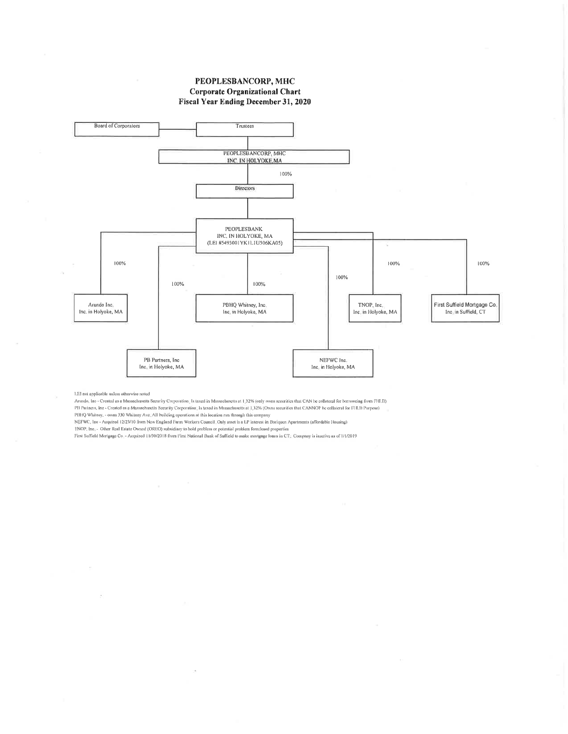# PEOPLESBANCORP, MHC
## Corporate Organizational Chart
## Fiscal Year Ending December 31, 2020

Board of Corporators — Trustees

PEOPLESBANCORP, MHC
INC. IN HOLYOKE, MA

100%

Directors

PEOPLESBANK
INC. IN HOLYOKE, MA
(LEI #549300IYK1L1U506KA05)

| Subsidiary | Ownership |
|---|---|
| Arundo Inc. Inc. in Holyoke, MA | 100% |
| PB Partners, Inc Inc. in Holyoke, MA | 100% |
| PBHQ Whitney, Inc. Inc. in Holyoke, MA | 100% |
| NEFWC Inc. Inc. in Holyoke, MA | 100% |
| TNOP, Inc. Inc. in Holyoke, MA | 100% |
| First Suffield Mortgage Co. Inc. in Suffield, CT | 100% |

LEI not applicable unless otherwise noted

Arundo, Inc - Created as a Massachusetts Security Corporation. Is taxed in Massachusetts at 1.32% (only owns securities that CAN be collateral for borrowing from FHLB)

PB Partners, Inc - Created as a Massachusetts Security Corporation. Is taxed in Massachusetts at 1.32% (Owns securities that CANNOT be collateral for FHLB Purpose)

PBHQ Whitney, - owns 330 Whitney Ave. All building operations at this location run through this company

NEFWC, Inc - Acquired 12/23/10 from New England Farm Workers Council. Only asset is a LP interest in Boriquen Apartments (affordable Housing)

TNOP, Inc. - Other Real Estate Owned (OREO) subsidiary to hold problem or potential problem foreclosed properties

First Suffield Mortgage Co. - Acquired 11/30/2018 from First National Bank of Suffield to make mortgage loans in CT. Company is inactive as of 1/1/2019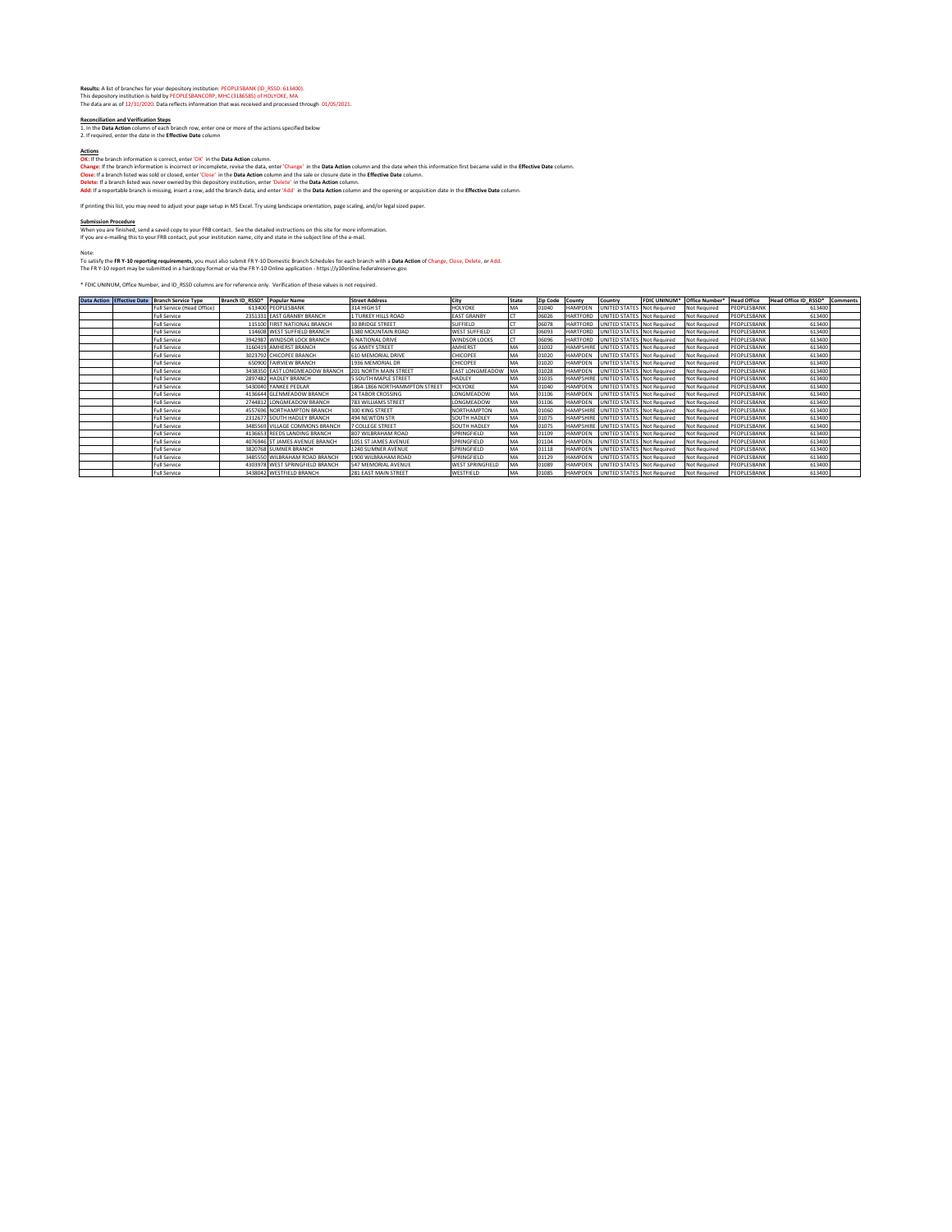**Results:** A list of branches for your depository institution: PEOPLESBANK (ID_RSSD: 613400).
This depository institution is held by PEOPLESBANCORP, MHC (3186585) of HOLYOKE, MA.
The data are as of 12/31/2020. Data reflects information that was received and processed through 01/05/2021.

**Reconciliation and Verification Steps**
1. In the **Data Action** column of each branch row, enter one or more of the actions specified below
2. If required, enter the date in the **Effective Date** column

**Actions**
**OK:** If the branch information is correct, enter 'OK' in the **Data Action** column.
**Change:** If the branch information is incorrect or incomplete, revise the data, enter 'Change' in the **Data Action** column and the date when this information first became valid in the **Effective Date** column.
**Close:** If a branch listed was sold or closed, enter 'Close' in the **Data Action** column and the sale or closure date in the **Effective Date** column.
**Delete:** If a branch listed was never owned by this depository institution, enter 'Delete' in the **Data Action** column.
**Add:** If a reportable branch is missing, insert a row, add the branch data, and enter 'Add' in the **Data Action** column and the opening or acquisition date in the **Effective Date** column.

If printing this list, you may need to adjust your page setup in MS Excel. Try using landscape orientation, page scaling, and/or legal sized paper.

**Submission Procedure**
When you are finished, send a saved copy to your FRB contact. See the detailed instructions on this site for more information.
If you are e-mailing this to your FRB contact, put your institution name, city and state in the subject line of the e-mail.

Note:
To satisfy the **FR Y-10 reporting requirements**, you must also submit FR Y-10 Domestic Branch Schedules for each branch with a **Data Action** of Change, Close, Delete, or Add.
The FR Y-10 report may be submitted in a hardcopy format or via the FR Y-10 Online application - https://y10online.federalreserve.gov.

* FDIC UNINUM, Office Number, and ID_RSSD columns are for reference only. Verification of these values is not required.

| Data Action | Effective Date | Branch Service Type | Branch ID_RSSD* | Popular Name | Street Address | City | State | Zip Code | County | Country | FDIC UNINUM* | Office Number* | Head Office | Head Office ID_RSSD* | Comments |
|---|---|---|---|---|---|---|---|---|---|---|---|---|---|---|---|
| | | Full Service (Head Office) | 613400 | PEOPLESBANK | 314 HIGH ST | HOLYOKE | MA | 01040 | HAMPDEN | UNITED STATES | Not Required | Not Required | PEOPLESBANK | 613400 | |
| | | Full Service | 2351331 | EAST GRANBY BRANCH | 1 TURKEY HILLS ROAD | EAST GRANBY | CT | 06026 | HARTFORD | UNITED STATES | Not Required | Not Required | PEOPLESBANK | 613400 | |
| | | Full Service | 115100 | FIRST NATIONAL BRANCH | 30 BRIDGE STREET | SUFFIELD | CT | 06078 | HARTFORD | UNITED STATES | Not Required | Not Required | PEOPLESBANK | 613400 | |
| | | Full Service | 114608 | WEST SUFFIELD BRANCH | 1380 MOUNTAIN ROAD | WEST SUFFIELD | CT | 06093 | HARTFORD | UNITED STATES | Not Required | Not Required | PEOPLESBANK | 613400 | |
| | | Full Service | 3942987 | WINDSOR LOCK BRANCH | 6 NATIONAL DRIVE | WINDSOR LOCKS | CT | 06096 | HARTFORD | UNITED STATES | Not Required | Not Required | PEOPLESBANK | 613400 | |
| | | Full Service | 3160419 | AMHERST BRANCH | 56 AMITY STREET | AMHERST | MA | 01002 | HAMPSHIRE | UNITED STATES | Not Required | Not Required | PEOPLESBANK | 613400 | |
| | | Full Service | 3023792 | CHICOPEE BRANCH | 610 MEMORIAL DRIVE | CHICOPEE | MA | 01020 | HAMPDEN | UNITED STATES | Not Required | Not Required | PEOPLESBANK | 613400 | |
| | | Full Service | 650900 | FAIRVIEW BRANCH | 1936 MEMORIAL DR | CHICOPEE | MA | 01020 | HAMPDEN | UNITED STATES | Not Required | Not Required | PEOPLESBANK | 613400 | |
| | | Full Service | 3438350 | EAST LONGMEADOW BRANCH | 201 NORTH MAIN STREET | EAST LONGMEADOW | MA | 01028 | HAMPDEN | UNITED STATES | Not Required | Not Required | PEOPLESBANK | 613400 | |
| | | Full Service | 2897482 | HADLEY BRANCH | 5 SOUTH MAPLE STREET | HADLEY | MA | 01035 | HAMPSHIRE | UNITED STATES | Not Required | Not Required | PEOPLESBANK | 613400 | |
| | | Full Service | 5430040 | YANKEE PEDLAR | 1864-1866 NORTHAMPTON STREET | HOLYOKE | MA | 01040 | HAMPDEN | UNITED STATES | Not Required | Not Required | PEOPLESBANK | 613400 | |
| | | Full Service | 4136644 | GLENMEADOW BRANCH | 24 TABOR CROSSING | LONGMEADOW | MA | 01106 | HAMPDEN | UNITED STATES | Not Required | Not Required | PEOPLESBANK | 613400 | |
| | | Full Service | 2744812 | LONGMEADOW BRANCH | 783 WILLIAMS STREET | LONGMEADOW | MA | 01106 | HAMPDEN | UNITED STATES | Not Required | Not Required | PEOPLESBANK | 613400 | |
| | | Full Service | 4557696 | NORTHAMPTON BRANCH | 300 KING STREET | NORTHAMPTON | MA | 01060 | HAMPSHIRE | UNITED STATES | Not Required | Not Required | PEOPLESBANK | 613400 | |
| | | Full Service | 2312677 | SOUTH HADLEY BRANCH | 494 NEWTON STR | SOUTH HADLEY | MA | 01075 | HAMPSHIRE | UNITED STATES | Not Required | Not Required | PEOPLESBANK | 613400 | |
| | | Full Service | 3485569 | VILLAGE COMMONS BRANCH | 7 COLLEGE STREET | SOUTH HADLEY | MA | 01075 | HAMPSHIRE | UNITED STATES | Not Required | Not Required | PEOPLESBANK | 613400 | |
| | | Full Service | 4136653 | REEDS LANDING BRANCH | 807 WILBRAHAM ROAD | SPRINGFIELD | MA | 01109 | HAMPDEN | UNITED STATES | Not Required | Not Required | PEOPLESBANK | 613400 | |
| | | Full Service | 4076946 | ST JAMES AVENUE BRANCH | 1051 ST JAMES AVENUE | SPRINGFIELD | MA | 01104 | HAMPDEN | UNITED STATES | Not Required | Not Required | PEOPLESBANK | 613400 | |
| | | Full Service | 3820768 | SUMNER BRANCH | 1240 SUMNER AVENUE | SPRINGFIELD | MA | 01118 | HAMPDEN | UNITED STATES | Not Required | Not Required | PEOPLESBANK | 613400 | |
| | | Full Service | 3485550 | WILBRAHAM ROAD BRANCH | 1900 WILBRAHAM ROAD | SPRINGFIELD | MA | 01129 | HAMPDEN | UNITED STATES | Not Required | Not Required | PEOPLESBANK | 613400 | |
| | | Full Service | 4303978 | WEST SPRINGFIELD BRANCH | 547 MEMORIAL AVENUE | WEST SPRINGFIELD | MA | 01089 | HAMPDEN | UNITED STATES | Not Required | Not Required | PEOPLESBANK | 613400 | |
| | | Full Service | 3438042 | WESTFIELD BRANCH | 281 EAST MAIN STREET | WESTFIELD | MA | 01085 | HAMPDEN | UNITED STATES | Not Required | Not Required | PEOPLESBANK | 613400 | |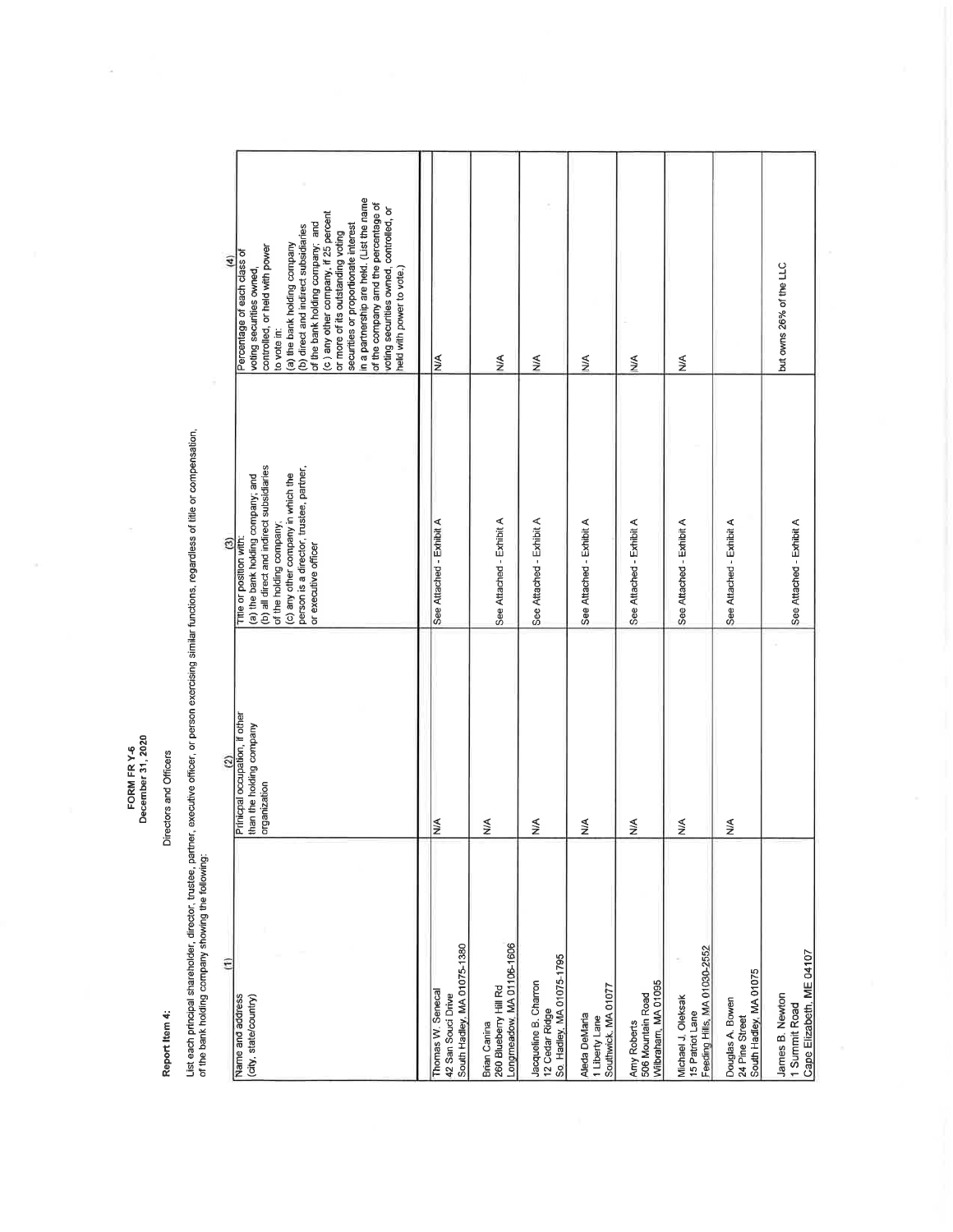**FORM FR Y-6**
**December 31, 2020**

**Report Item 4:** Directors and Officers

List each principal shareholder, director, trustee, partner, executive officer, or person exercising similar functions, regardless of title or compensation, of the bank holding company showing the following:

| (1) Name and address (city, state/country) | (2) Principal occupation, if other than the holding company organization | (3) Title or position with: (a) the bank holding company; and (b) all direct and indirect subsidiaries of the holding company; (c) any other company in which the person is a director, trustee, partner, or executive officer | (4) Percentage of each class of voting securities owned, controlled, or held with power to vote in: (a) the bank holding company (b) direct and indirect subsidiaries of the bank holding company; and (c) any other company, if 25 percent or more of its outstanding voting securities or proportionate interest in a partnership are held. (List the name of the company and the percentage of voting securities owned, controlled, or held with power to vote.) |
|---|---|---|---|
| Thomas W. Senecal<br>42 San Souci Drive<br>South Hadley, MA 01075-1380 | N/A | See Attached - Exhibit A | N/A |
| Brian Canina<br>260 Blueberry Hill Rd<br>Longmeadow, MA 01106-1606 | N/A | See Attached - Exhibit A | N/A |
| Jacqueline B. Charron<br>12 Cedar Ridge<br>So. Hadley, MA 01075-1795 | N/A | See Attached - Exhibit A | N/A |
| Aleda DeMaria<br>1 Liberty Lane<br>Southwick, MA 01077 | N/A | See Attached - Exhibit A | N/A |
| Amy Roberts<br>506 Mountain Road<br>Wilbraham, MA 01095 | N/A | See Attached - Exhibit A | N/A |
| Michael J. Oleksak<br>15 Patriot Lane<br>Feeding Hills, MA 01030-2552 | N/A | See Attached - Exhibit A | N/A |
| Douglas A. Bowen<br>24 Pine Street<br>South Hadley, MA 01075 | N/A | See Attached - Exhibit A | |
| James B. Newton<br>1 Summit Road<br>Cape Elizabeth, ME 04107 | | See Attached - Exhibit A | but owns 26% of the LLC |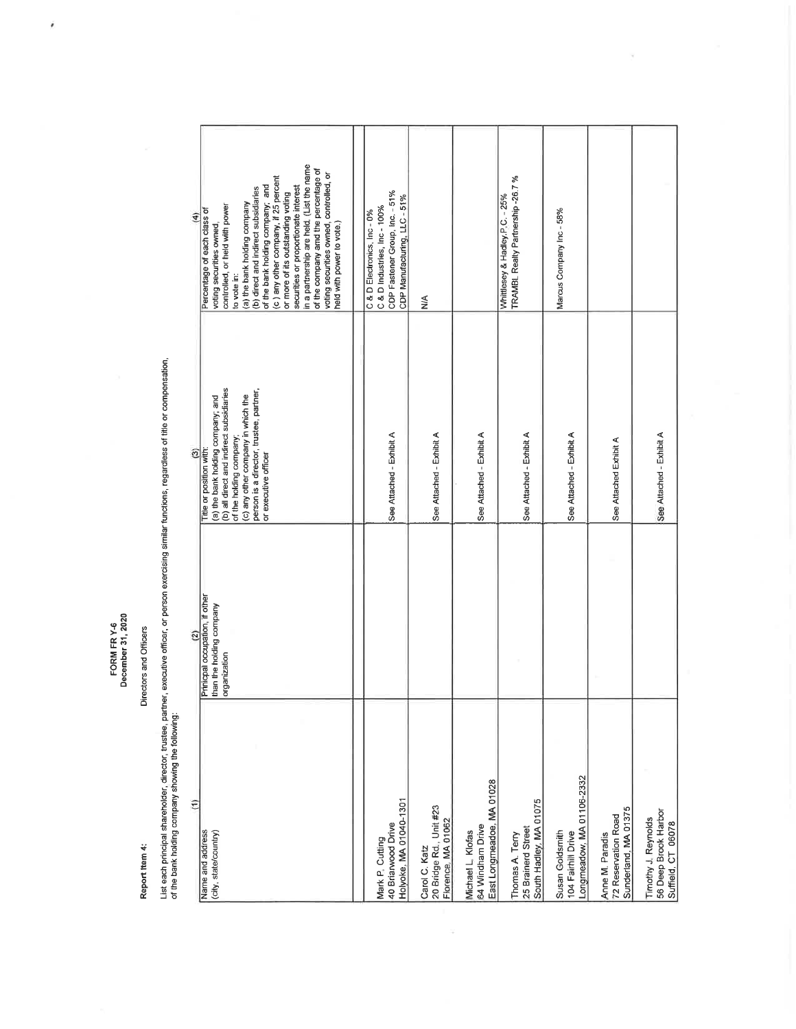**FORM FR Y-6**
**December 31, 2020**

**Report Item 4:** Directors and Officers

List each principal shareholder, director, trustee, partner, executive officer, or person exercising similar functions, regardless of title or compensation, of the bank holding company showing the following:

| (1) Name and address (city, state/country) | (2) Principal occupation, if other than the holding company organization | (3) Title or position with: (a) the bank holding company; and (b) all direct and indirect subsidiaries of the holding company; (c) any other company in which the person is a director, trustee, partner, or executive officer | (4) Percentage of each class of voting securities owned, controlled, or held with power to vote in: (a) the bank holding company (b) direct and indirect subsidiaries of the bank holding company; and (c) any other company, if 25 percent or more of its outstanding voting securities or proportionate interest in a partnership are held. (List the name of the company and the percentage of voting securities owned, controlled, or held with power to vote.) |
|---|---|---|---|
| Mark P. Cutting<br>40 Briarwood Drive<br>Holyoke, MA 01040-1301 | | See Attached - Exhibit A | C & D Electronics, Inc - 0%<br>C & D Industries, Inc - 100%<br>CDP Fastener Group, Inc. - 51%<br>CDP Manufacturing, LLC - 51% |
| Carol C. Katz<br>20 Bridge Rd., Unit #23<br>Florence, MA 01062 | | See Attached - Exhibit A | N/A |
| Michael L. Klofas<br>64 Windham Drive<br>East Longmeadoe, MA 01028 | | See Attached - Exhibit A | |
| Thomas A. Terry<br>25 Brainerd Street<br>South Hadley, MA 01075 | | See Attached - Exhibit A | Whittlesey & Hadley, P.C. - 25%<br>TRAMBL Realty Partnership -26.7 % |
| Susan Goldsmith<br>104 Fairhill Drive<br>Longmeadow, MA 01106-2332 | | See Attached - Exhibit A | Marcus Company Inc - 58% |
| Anne M. Paradis<br>72 Reservation Road<br>Sunderland, MA 01375 | | See Attached Exhibit A | |
| Timothy J. Reynolds<br>56 Deep Brook Harbor<br>Suffield, CT 06078 | | See Attached - Exhibit A | |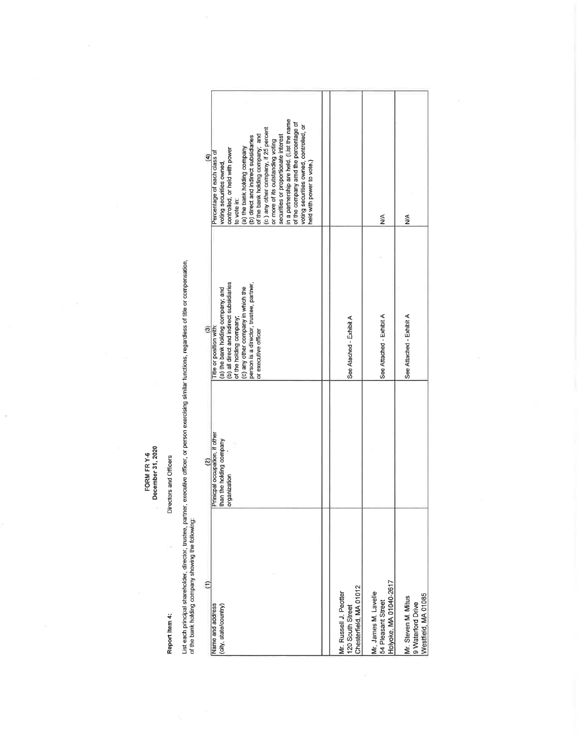FORM FR Y-6
December 31, 2020

**Report Item 4:** Directors and Officers

List each principal shareholder, director, trustee, partner, executive officer, or person exercising similar functions, regardless of title or compensation, of the bank holding company showing the following:

| (1) | (2) | (3) | (4) |
|---|---|---|---|
| Name and address (city, state/country) | Principal occupation, if other than the holding company organization | Title or position with: (a) the bank holding company; and (b) all direct and indirect subsidiaries of the holding company; (c) any other company in which the person is a director, trustee, partner, or executive officer | Percentage of each class of voting securities owned, controlled, or held with power to vote in: (a) the bank holding company (b) direct and indirect subsidiaries of the bank holding company; and (c ) any other company, if 25 percent or more of its outstanding voting securities or proportionate interest in a partnership are held. (List the name of the company amd the percentage of voting securities owned, controlled, or held with power to vote.) |
| | | | |
| Mr. Russell J. Peotter<br>120 South Street<br>Chesterfield, MA 01012 | | See Atached - Exhibit A | |
| Mr. James M. Lavelle<br>54 Pleasant Street<br>Holyoke, MA 01040-2617 | | See Attached - Exhibit A | N/A |
| Mr. Steven M. Mitus<br>9 Waterford Drive<br>Westfield, MA 01085 | | See Attached - Exhibit A | N/A |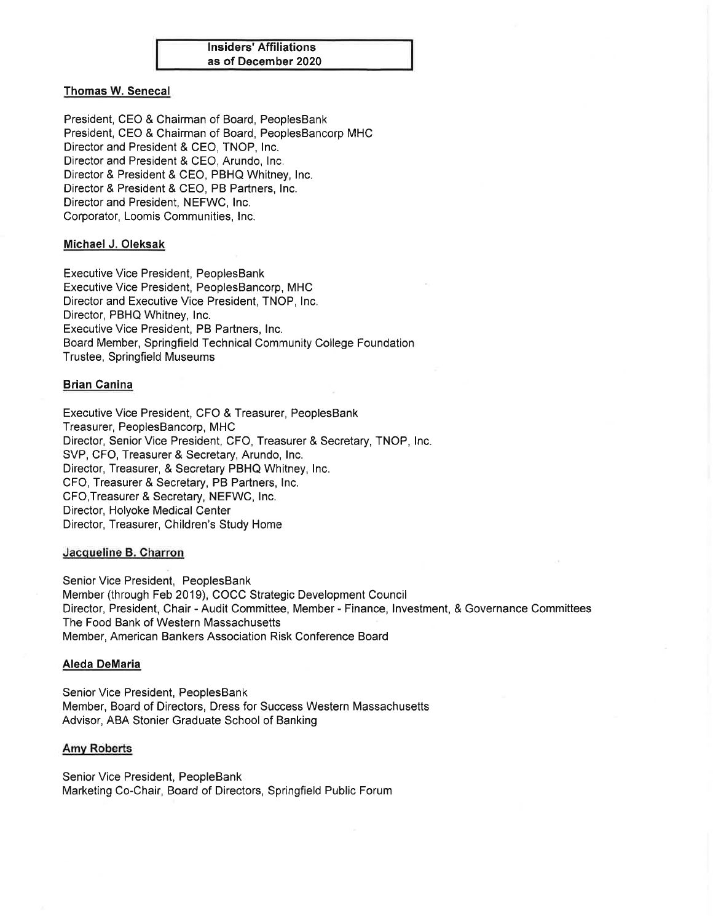**Insiders' Affiliations as of December 2020**

**Thomas W. Senecal**

President, CEO & Chairman of Board, PeoplesBank
President, CEO & Chairman of Board, PeoplesBancorp MHC
Director and President & CEO, TNOP, Inc.
Director and President & CEO, Arundo, Inc.
Director & President & CEO, PBHQ Whitney, Inc.
Director & President & CEO, PB Partners, Inc.
Director and President, NEFWC, Inc.
Corporator, Loomis Communities, Inc.

**Michael J. Oleksak**

Executive Vice President, PeoplesBank
Executive Vice President, PeoplesBancorp, MHC
Director and Executive Vice President, TNOP, Inc.
Director, PBHQ Whitney, Inc.
Executive Vice President, PB Partners, Inc.
Board Member, Springfield Technical Community College Foundation
Trustee, Springfield Museums

**Brian Canina**

Executive Vice President, CFO & Treasurer, PeoplesBank
Treasurer, PeoplesBancorp, MHC
Director, Senior Vice President, CFO, Treasurer & Secretary, TNOP, Inc.
SVP, CFO, Treasurer & Secretary, Arundo, Inc.
Director, Treasurer, & Secretary PBHQ Whitney, Inc.
CFO, Treasurer & Secretary, PB Partners, Inc.
CFO,Treasurer & Secretary, NEFWC, Inc.
Director, Holyoke Medical Center
Director, Treasurer, Children's Study Home

**Jacqueline B. Charron**

Senior Vice President, PeoplesBank
Member (through Feb 2019), COCC Strategic Development Council
Director, President, Chair - Audit Committee, Member - Finance, Investment, & Governance Committees The Food Bank of Western Massachusetts
Member, American Bankers Association Risk Conference Board

**Aleda DeMaria**

Senior Vice President, PeoplesBank
Member, Board of Directors, Dress for Success Western Massachusetts
Advisor, ABA Stonier Graduate School of Banking

**Amy Roberts**

Senior Vice President, PeopleBank
Marketing Co-Chair, Board of Directors, Springfield Public Forum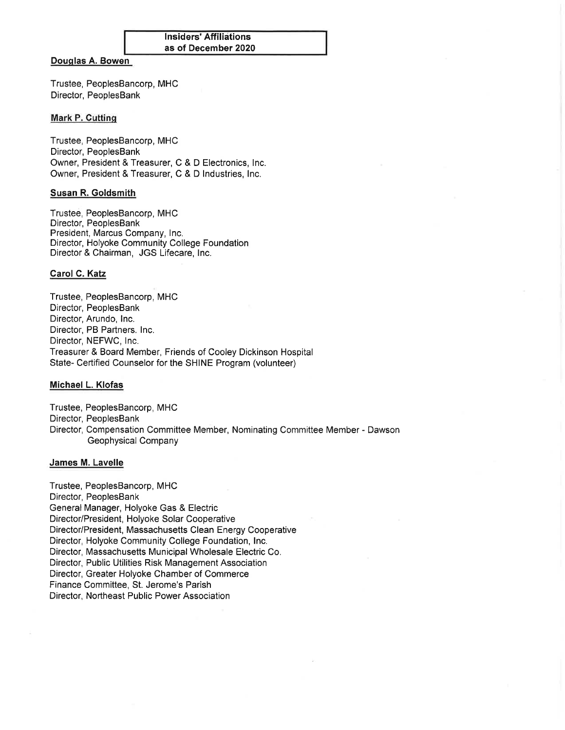## Insiders' Affiliations
## as of December 2020

**Douglas A. Bowen**

Trustee, PeoplesBancorp, MHC
Director, PeoplesBank

**Mark P. Cutting**

Trustee, PeoplesBancorp, MHC
Director, PeoplesBank
Owner, President & Treasurer, C & D Electronics, Inc.
Owner, President & Treasurer, C & D Industries, Inc.

**Susan R. Goldsmith**

Trustee, PeoplesBancorp, MHC
Director, PeoplesBank
President, Marcus Company, Inc.
Director, Holyoke Community College Foundation
Director & Chairman, JGS Lifecare, Inc.

**Carol C. Katz**

Trustee, PeoplesBancorp, MHC
Director, PeoplesBank
Director, Arundo, Inc.
Director, PB Partners. Inc.
Director, NEFWC, Inc.
Treasurer & Board Member, Friends of Cooley Dickinson Hospital
State- Certified Counselor for the SHINE Program (volunteer)

**Michael L. Klofas**

Trustee, PeoplesBancorp, MHC
Director, PeoplesBank
Director, Compensation Committee Member, Nominating Committee Member - Dawson Geophysical Company

**James M. Lavelle**

Trustee, PeoplesBancorp, MHC
Director, PeoplesBank
General Manager, Holyoke Gas & Electric
Director/President, Holyoke Solar Cooperative
Director/President, Massachusetts Clean Energy Cooperative
Director, Holyoke Community College Foundation, Inc.
Director, Massachusetts Municipal Wholesale Electric Co.
Director, Public Utilities Risk Management Association
Director, Greater Holyoke Chamber of Commerce
Finance Committee, St. Jerome's Parish
Director, Northeast Public Power Association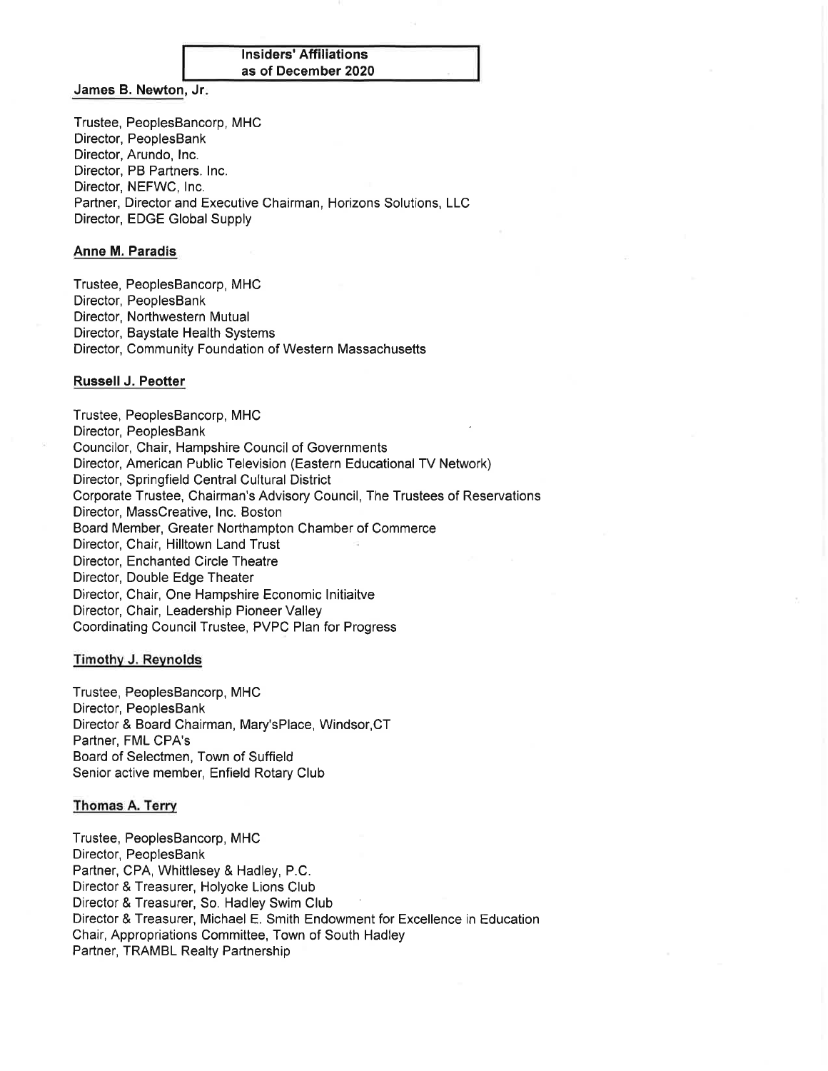## Insiders' Affiliations as of December 2020

### James B. Newton, Jr.

Trustee, PeoplesBancorp, MHC
Director, PeoplesBank
Director, Arundo, Inc.
Director, PB Partners. Inc.
Director, NEFWC, Inc.
Partner, Director and Executive Chairman, Horizons Solutions, LLC
Director, EDGE Global Supply

### Anne M. Paradis

Trustee, PeoplesBancorp, MHC
Director, PeoplesBank
Director, Northwestern Mutual
Director, Baystate Health Systems
Director, Community Foundation of Western Massachusetts

### Russell J. Peotter

Trustee, PeoplesBancorp, MHC
Director, PeoplesBank
Councilor, Chair, Hampshire Council of Governments
Director, American Public Television (Eastern Educational TV Network)
Director, Springfield Central Cultural District
Corporate Trustee, Chairman's Advisory Council, The Trustees of Reservations
Director, MassCreative, Inc. Boston
Board Member, Greater Northampton Chamber of Commerce
Director, Chair, Hilltown Land Trust
Director, Enchanted Circle Theatre
Director, Double Edge Theater
Director, Chair, One Hampshire Economic Initiaitve
Director, Chair, Leadership Pioneer Valley
Coordinating Council Trustee, PVPC Plan for Progress

### Timothy J. Reynolds

Trustee, PeoplesBancorp, MHC
Director, PeoplesBank
Director & Board Chairman, Mary'sPlace, Windsor,CT
Partner, FML CPA's
Board of Selectmen, Town of Suffield
Senior active member, Enfield Rotary Club

### Thomas A. Terry

Trustee, PeoplesBancorp, MHC
Director, PeoplesBank
Partner, CPA, Whittlesey & Hadley, P.C.
Director & Treasurer, Holyoke Lions Club
Director & Treasurer, So. Hadley Swim Club
Director & Treasurer, Michael E. Smith Endowment for Excellence in Education
Chair, Appropriations Committee, Town of South Hadley
Partner, TRAMBL Realty Partnership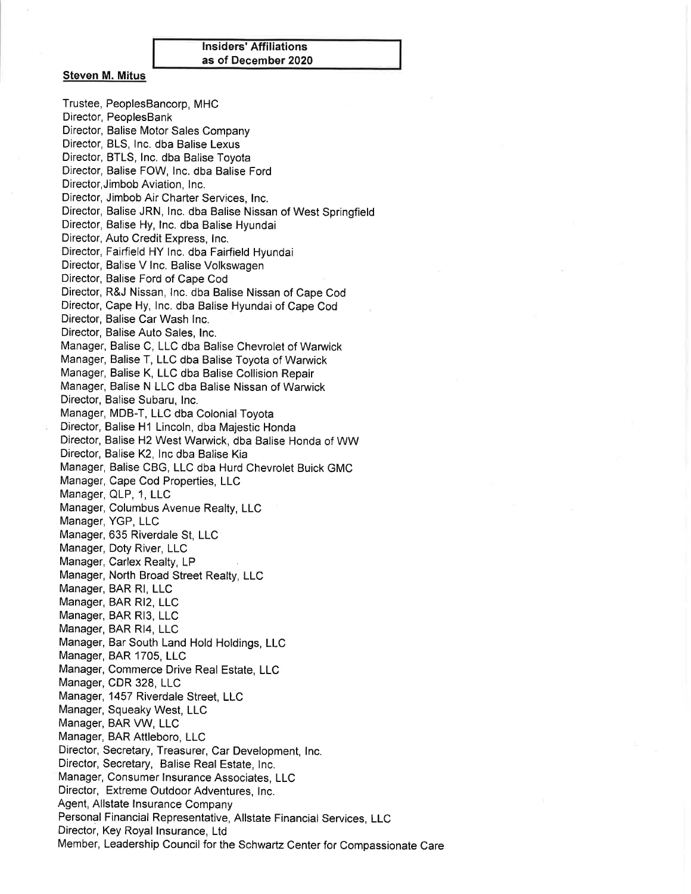**Insiders' Affiliations as of December 2020**

**Steven M. Mitus**

Trustee, PeoplesBancorp, MHC
Director, PeoplesBank
Director, Balise Motor Sales Company
Director, BLS, Inc. dba Balise Lexus
Director, BTLS, Inc. dba Balise Toyota
Director, Balise FOW, Inc. dba Balise Ford
Director,Jimbob Aviation, Inc.
Director, Jimbob Air Charter Services, Inc.
Director, Balise JRN, Inc. dba Balise Nissan of West Springfield
Director, Balise Hy, Inc. dba Balise Hyundai
Director, Auto Credit Express, Inc.
Director, Fairfield HY Inc. dba Fairfield Hyundai
Director, Balise V Inc. Balise Volkswagen
Director, Balise Ford of Cape Cod
Director, R&J Nissan, Inc. dba Balise Nissan of Cape Cod
Director, Cape Hy, Inc. dba Balise Hyundai of Cape Cod
Director, Balise Car Wash Inc.
Director, Balise Auto Sales, Inc.
Manager, Balise C, LLC dba Balise Chevrolet of Warwick
Manager, Balise T, LLC dba Balise Toyota of Warwick
Manager, Balise K, LLC dba Balise Collision Repair
Manager, Balise N LLC dba Balise Nissan of Warwick
Director, Balise Subaru, Inc.
Manager, MDB-T, LLC dba Colonial Toyota
Director, Balise H1 Lincoln, dba Majestic Honda
Director, Balise H2 West Warwick, dba Balise Honda of WW
Director, Balise K2, Inc dba Balise Kia
Manager, Balise CBG, LLC dba Hurd Chevrolet Buick GMC
Manager, Cape Cod Properties, LLC
Manager, QLP, 1, LLC
Manager, Columbus Avenue Realty, LLC
Manager, YGP, LLC
Manager, 635 Riverdale St, LLC
Manager, Doty River, LLC
Manager, Carlex Realty, LP
Manager, North Broad Street Realty, LLC
Manager, BAR RI, LLC
Manager, BAR RI2, LLC
Manager, BAR RI3, LLC
Manager, BAR RI4, LLC
Manager, Bar South Land Hold Holdings, LLC
Manager, BAR 1705, LLC
Manager, Commerce Drive Real Estate, LLC
Manager, CDR 328, LLC
Manager, 1457 Riverdale Street, LLC
Manager, Squeaky West, LLC
Manager, BAR VW, LLC
Manager, BAR Attleboro, LLC
Director, Secretary, Treasurer, Car Development, Inc.
Director, Secretary, Balise Real Estate, Inc.
Manager, Consumer Insurance Associates, LLC
Director, Extreme Outdoor Adventures, Inc.
Agent, Allstate Insurance Company
Personal Financial Representative, Allstate Financial Services, LLC
Director, Key Royal Insurance, Ltd
Member, Leadership Council for the Schwartz Center for Compassionate Care